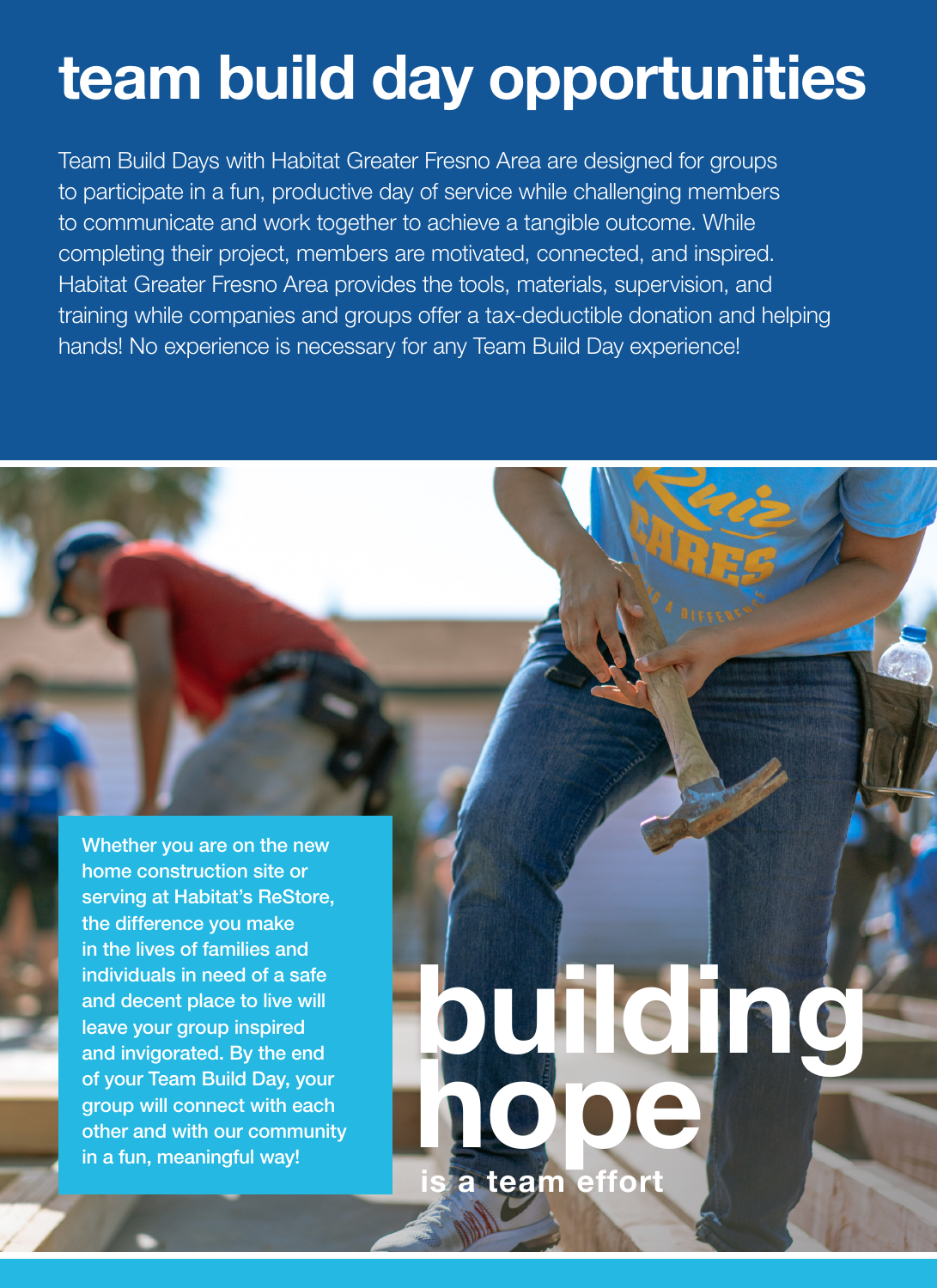# team build day opportunities

Team Build Days with Habitat Greater Fresno Area are designed for groups to participate in a fun, productive day of service while challenging members to communicate and work together to achieve a tangible outcome. While completing their project, members are motivated, connected, and inspired. Habitat Greater Fresno Area provides the tools, materials, supervision, and training while companies and groups offer a tax-deductible donation and helping hands! No experience is necessary for any Team Build Day experience!

**Whether you are on the new home construction site or serving at Habitat's ReStore, the difference you make in the lives of families and individuals in need of a safe and decent place to live will leave your group inspired and invigorated. By the end of your Team Build Day, your group will connect with each other and with our community in a fun, meaningful way!**

## building hope

**is a team effort**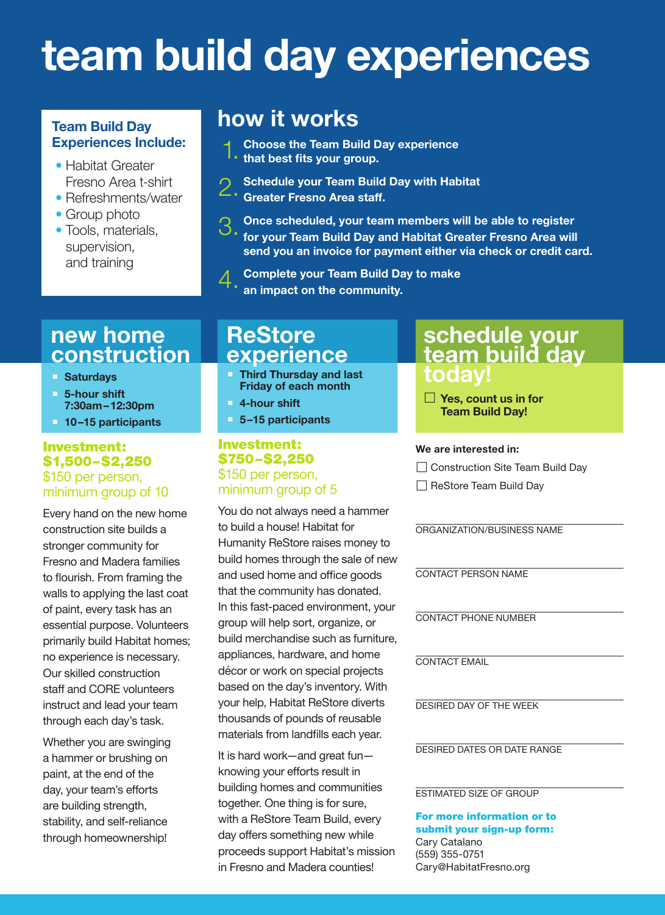# team build day experiences

**Team Build Day Experiences Include:**

- Habitat Greater Fresno Area t-shirt
- Refreshments/water
- Group photo
- Tools, materials, supervision, and training

## how it works

1. **Choose the Team Build Day experience that best fits your group.**
2. **Schedule your Team Build Day with Habitat Greater Fresno Area staff.**
3. **Once scheduled, your team members will be able to register for your Team Build Day and Habitat Greater Fresno Area will send you an invoice for payment either via check or credit card.**
4. **Complete your Team Build Day to make an impact on the community.**

## new home construction

- **Saturdays**
- **5-hour shift 7:30am–12:30pm**
- **10–15 participants**

**Investment: $1,500–$2,250**
$150 per person, minimum group of 10

Every hand on the new home construction site builds a stronger community for Fresno and Madera families to flourish. From framing the walls to applying the last coat of paint, every task has an essential purpose. Volunteers primarily build Habitat homes; no experience is necessary. Our skilled construction staff and CORE volunteers instruct and lead your team through each day's task.

Whether you are swinging a hammer or brushing on paint, at the end of the day, your team's efforts are building strength, stability, and self-reliance through homeownership!

## ReStore experience

- **Third Thursday and last Friday of each month**
- **4-hour shift**
- **5–15 participants**

**Investment: $750–$2,250**
$150 per person, minimum group of 5

You do not always need a hammer to build a house! Habitat for Humanity ReStore raises money to build homes through the sale of new and used home and office goods that the community has donated. In this fast-paced environment, your group will help sort, organize, or build merchandise such as furniture, appliances, hardware, and home décor or work on special projects based on the day's inventory. With your help, Habitat ReStore diverts thousands of pounds of reusable materials from landfills each year.

It is hard work—and great fun—knowing your efforts result in building homes and communities together. One thing is for sure, with a ReStore Team Build, every day offers something new while proceeds support Habitat's mission in Fresno and Madera counties!

## schedule your team build day today!

☐ **Yes, count us in for Team Build Day!**

**We are interested in:**

☐ Construction Site Team Build Day

☐ ReStore Team Build Day

ORGANIZATION/BUSINESS NAME

CONTACT PERSON NAME

CONTACT PHONE NUMBER

CONTACT EMAIL

DESIRED DAY OF THE WEEK

DESIRED DATES OR DATE RANGE

ESTIMATED SIZE OF GROUP

**For more information or to submit your sign-up form:**
Cary Catalano
(559) 355-0751
Cary@HabitatFresno.org